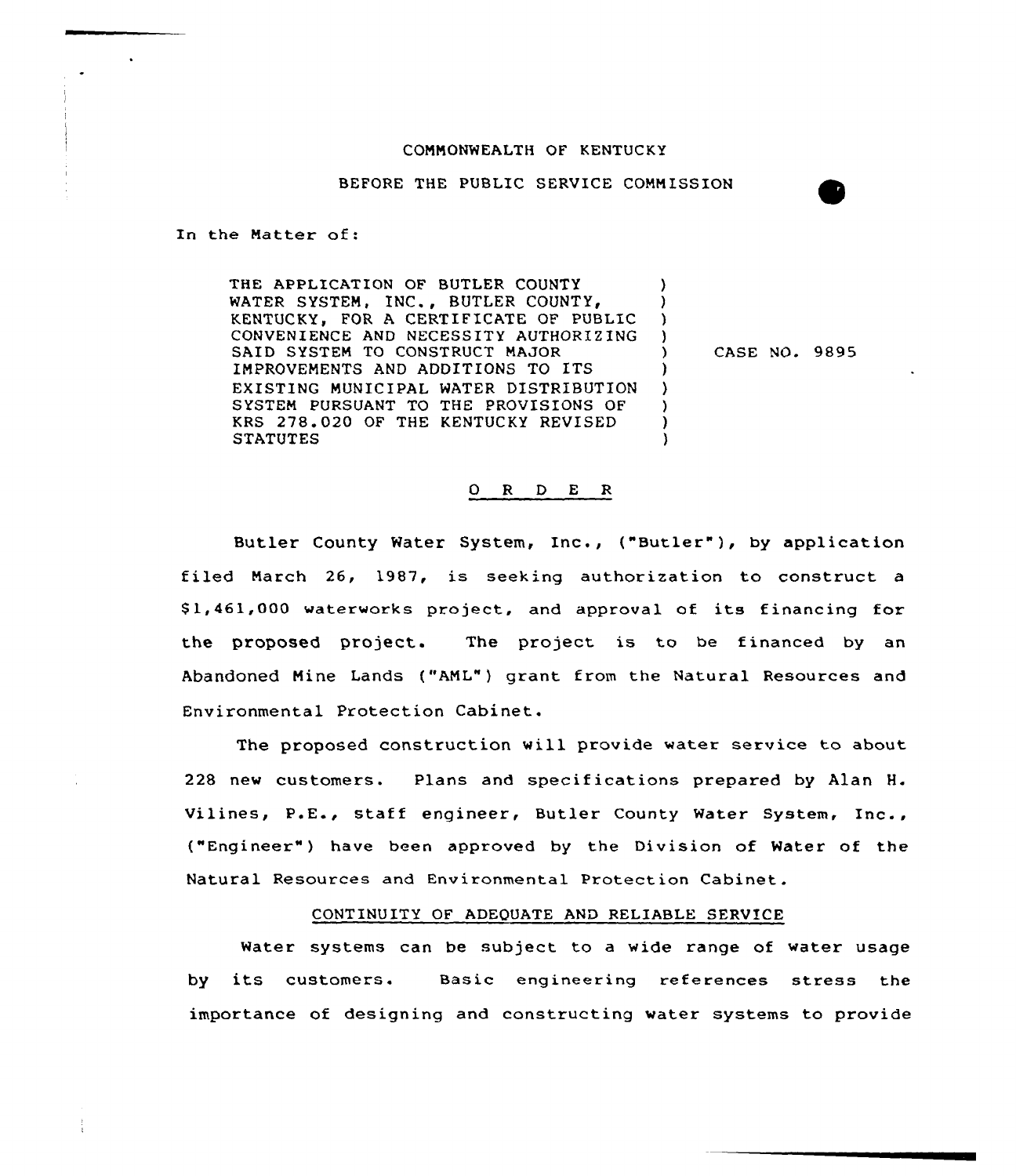COMMONWEALTH OF KENTUCKY

BEFORE THE PUBLIC SERVICE COMMISSION

In the Matter of:

THE APPLICATION OF BUTLER COUNTY WATER SYSTEM, INC., BUTLER COUNTY, KENTUCKY, FOR A CERTIFICATE OF PUBLIC CONVENIENCE AND NECESSITY AUTHORIZING SAID SYSTEM TO CONSTRUCT MAJOR IMPROVEMENTS AND ADDITIONS TO ITS EXISTING MUNICIPAL WATER DISTRIBUTION SYSTEM PURSUANT TO THE PROVISIONS OF KRS 278.020 OF THE KENTUCKY REVISED STATUTES

CASE NO. 9895

## O R D E R

Butler County Water System, Inc., ("Butler"), by application filed March 26, 1987, is seeking authorization to construct a $1,461,000 waterworks project, and approval of its financing for the proposed project. The project is to be financed by an Abandoned Mine Lands ("AML") grant from the Natural Resources and Environmental Protection Cabinet.

The proposed construction will provide water service to about 228 new customers. Plans and specifications prepared by Alan H. Vilines, P.E., staff engineer, Butler County Water System, Inc., ("Engineer") have been approved by the Division of Water of the Natural Resources and Environmental Protection Cabinet.

### CONTINUITY OF ADEQUATE AND RELIABLE SERVICE

Water systems can be subject to a wide range of water usage by its customers. Basic engineering references stress the importance of designing and constructing water systems to provide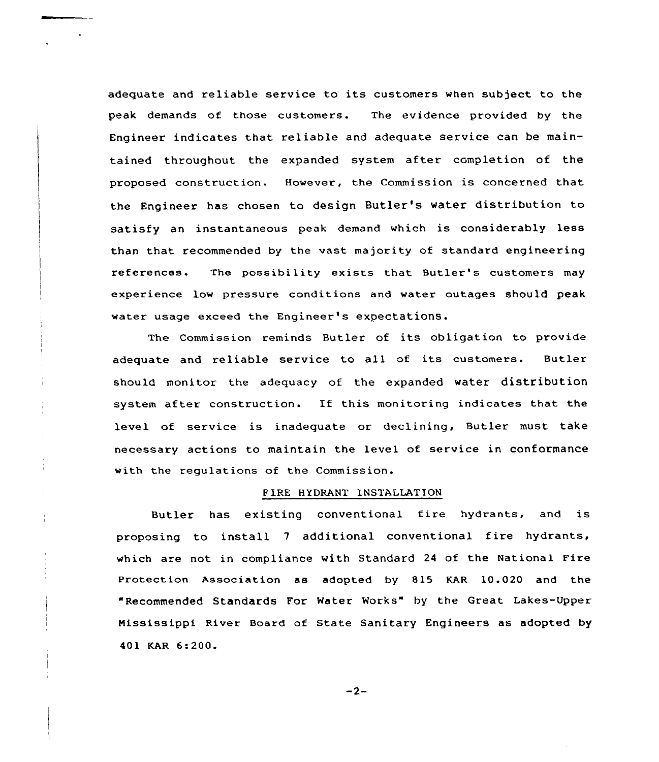adequate and reliable service to its customers when subject to the peak demands of those customers. The evidence provided by the Engineer indicates that reliable and adequate service can be maintained throughout the expanded system after completion of the proposed construction. However, the Commission is concerned that the Engineer has chosen to design Butler's water distribution to satisfy an instantaneous peak demand which is considerably less than that recommended by the vast majority of standard engineering references. The possibility exists that Butler's customers may experience low pressure conditions and water outages should peak water usage exceed the Engineer's expectations.

The Commission reminds Butler of its obligation to provide adequate and reliable service to all of its customers. Butler should monitor the adequacy of the expanded water distribution system after construction. If this monitoring indicates that the level of service is inadequate or declining, Butler must take necessary actions to maintain the level of service in conformance with the regulations of the Commission.

## FIRE HYDRANT INSTALLATION

Butler has existing conventional fire hydrants, and is proposing to install 7 additional conventional fire hydrants, which are not in compliance with Standard 24 of the National Fire Protection Association as adopted by 815 KAR 10.020 and the "Recommended Standards For Water Works" by the Great Lakes-Upper Mississippi River Board of State Sanitary Engineers as adopted by 401 KAR 6:200.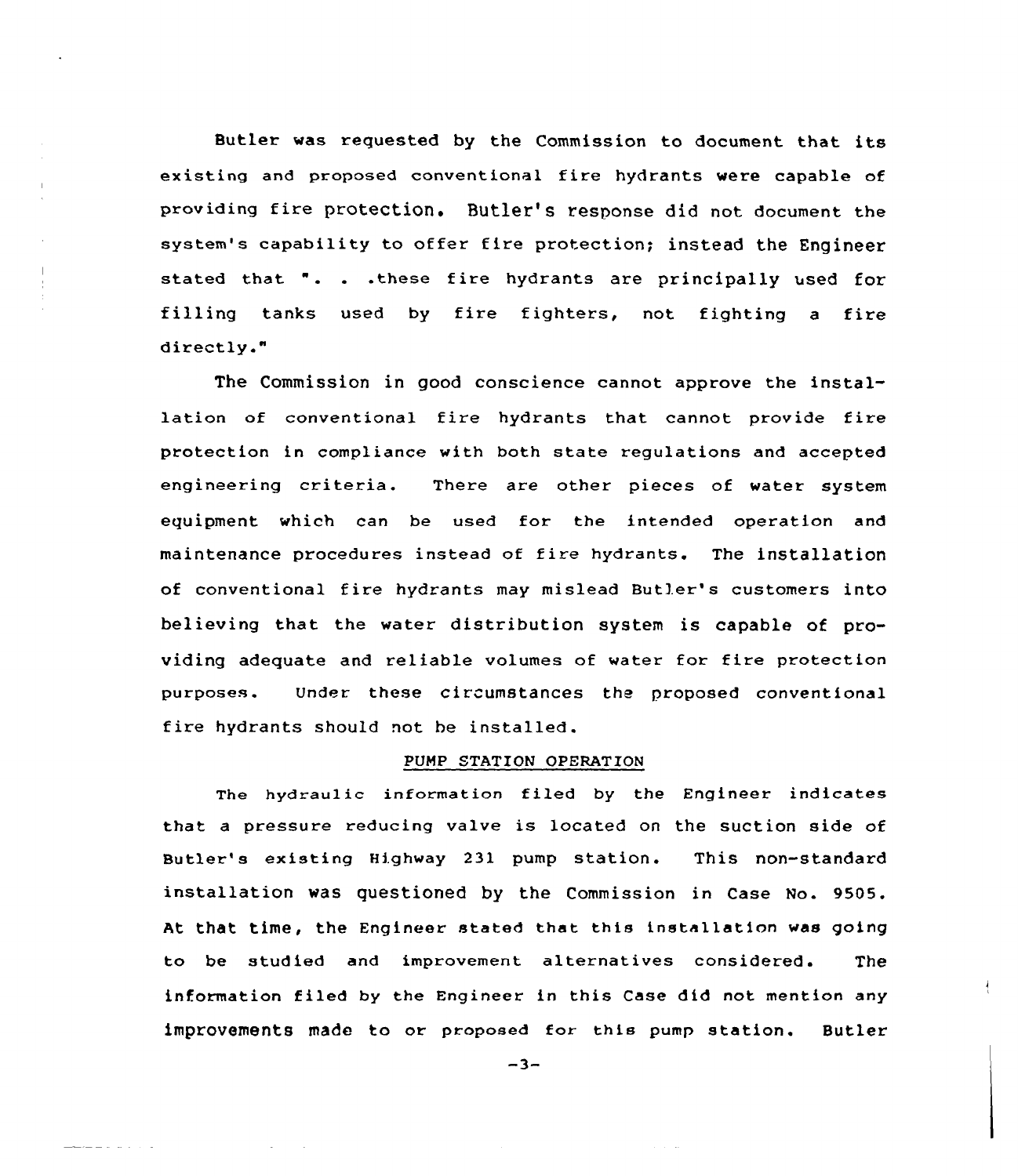Butler was requested by the Commission to document that its existing and proposed conventional fire hydrants were capable of providing fire protection. Butler's response did not document the system's capability to offer fire protection; instead the Engineer stated that ". . .these fire hydrants are principally used for filling tanks used by fire fighters, not fighting a fire directly."

The Commission in good conscience cannot approve the installation of conventional fire hydrants that cannot provide fire protection in compliance with both state regulations and accepted engineering criteria. There are other pieces of water system equipment which can be used for the intended operation and maintenance procedures instead of fire hydrants. The installation of conventional fire hydrants may mislead Butler's customers into believing that the water distribution system is capable of providing adequate and reliable volumes of water for fire protection purposes. Under these circumstances the proposed conventional fire hydrants should not be installed.

PUMP STATION OPERATION

The hydraulic information filed by the Engineer indicates that a pressure reducing valve is located on the suction side of Butler's existing Highway 231 pump station. This non-standard installation was questioned by the Commission in Case No. 9505. At that time, the Engineer stated that this installation was going to be studied and improvement alternatives considered. The information filed by the Engineer in this Case did not mention any improvements made to or proposed for this pump station. Butler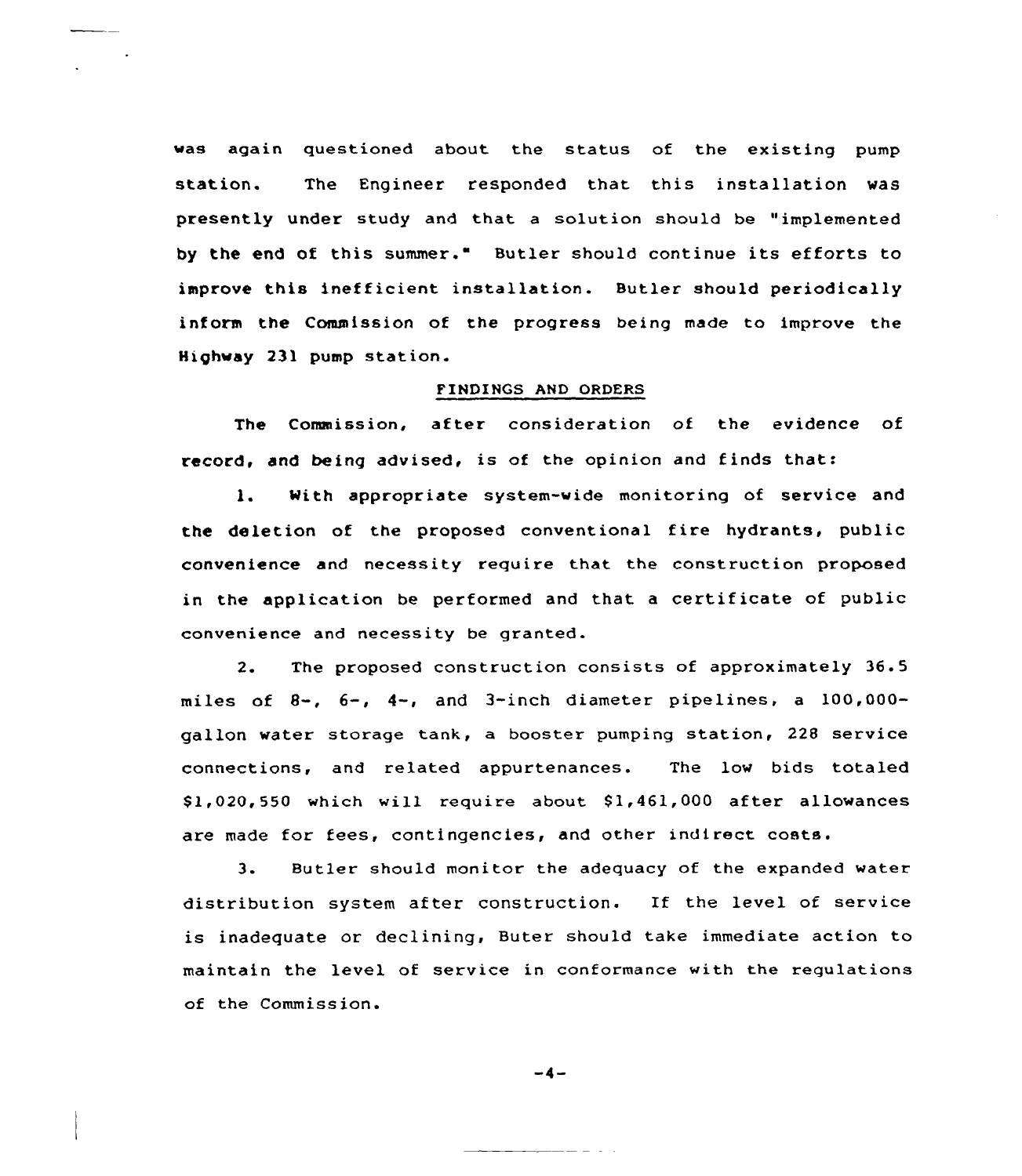was again questioned about the status of the existing pump station. The Engineer responded that this installation was presently under study and that a solution should be "implemented by the end of this summer." Butler should continue its efforts to improve this inefficient installation. Butler should periodically inform the Commission of the progress being made to improve the Highway 231 pump station.

## FINDINGS AND ORDERS

The Commission, after consideration of the evidence of record, and being advised, is of the opinion and finds that:

1. With appropriate system-wide monitoring of service and the deletion of the proposed conventional fire hydrants, public convenience and necessity require that the construction proposed in the application be performed and that a certificate of public convenience and necessity be granted.

2. The proposed construction consists of approximately 36.5 miles of 8-, 6-, 4-, and 3-inch diameter pipelines, a 100,000-gallon water storage tank, a booster pumping station, 228 service connections, and related appurtenances. The low bids totaled $1,020,550 which will require about $1,461,000 after allowances are made for fees, contingencies, and other indirect costs.

3. Butler should monitor the adequacy of the expanded water distribution system after construction. If the level of service is inadequate or declining, Buter should take immediate action to maintain the level of service in conformance with the regulations of the Commission.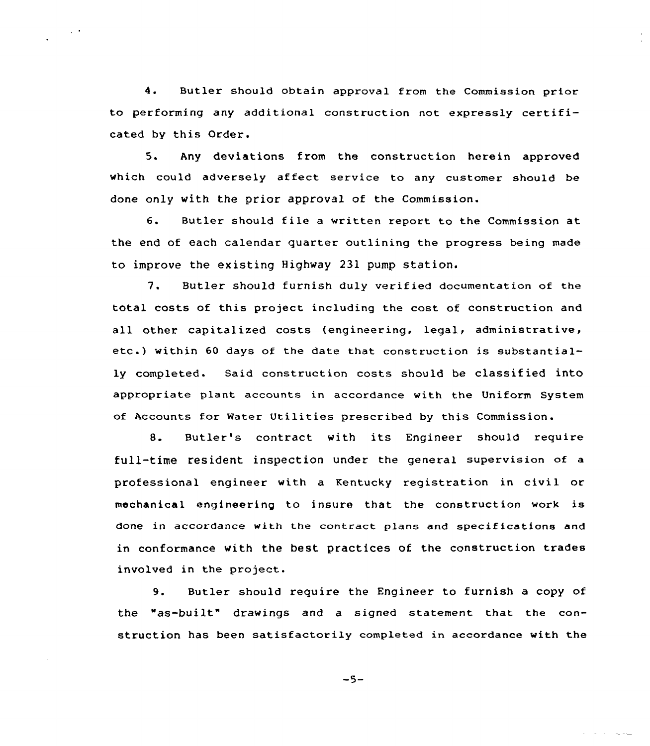4. Butler should obtain approval from the Commission prior to performing any additional construction not expressly certificated by this Order.

5. Any deviations from the construction herein approved which could adversely affect service to any customer should be done only with the prior approval of the Commission.

6. Butler should file a written report to the Commission at the end of each calendar quarter outlining the progress being made to improve the existing Highway 231 pump station.

7. Butler should furnish duly verified documentation of the total costs of this project including the cost of construction and all other capitalized costs (engineering, legal, administrative, etc.) within 60 days of the date that construction is substantially completed. Said construction costs should be classified into appropriate plant accounts in accordance with the Uniform System of Accounts for Water Utilities prescribed by this Commission.

8. Butler's contract with its Engineer should require full-time resident inspection under the general supervision of a professional engineer with a Kentucky registration in civil or mechanical engineering to insure that the construction work is done in accordance with the contract plans and specifications and in conformance with the best practices of the construction trades involved in the project.

9. Butler should require the Engineer to furnish a copy of the "as-built" drawings and a signed statement that the construction has been satisfactorily completed in accordance with the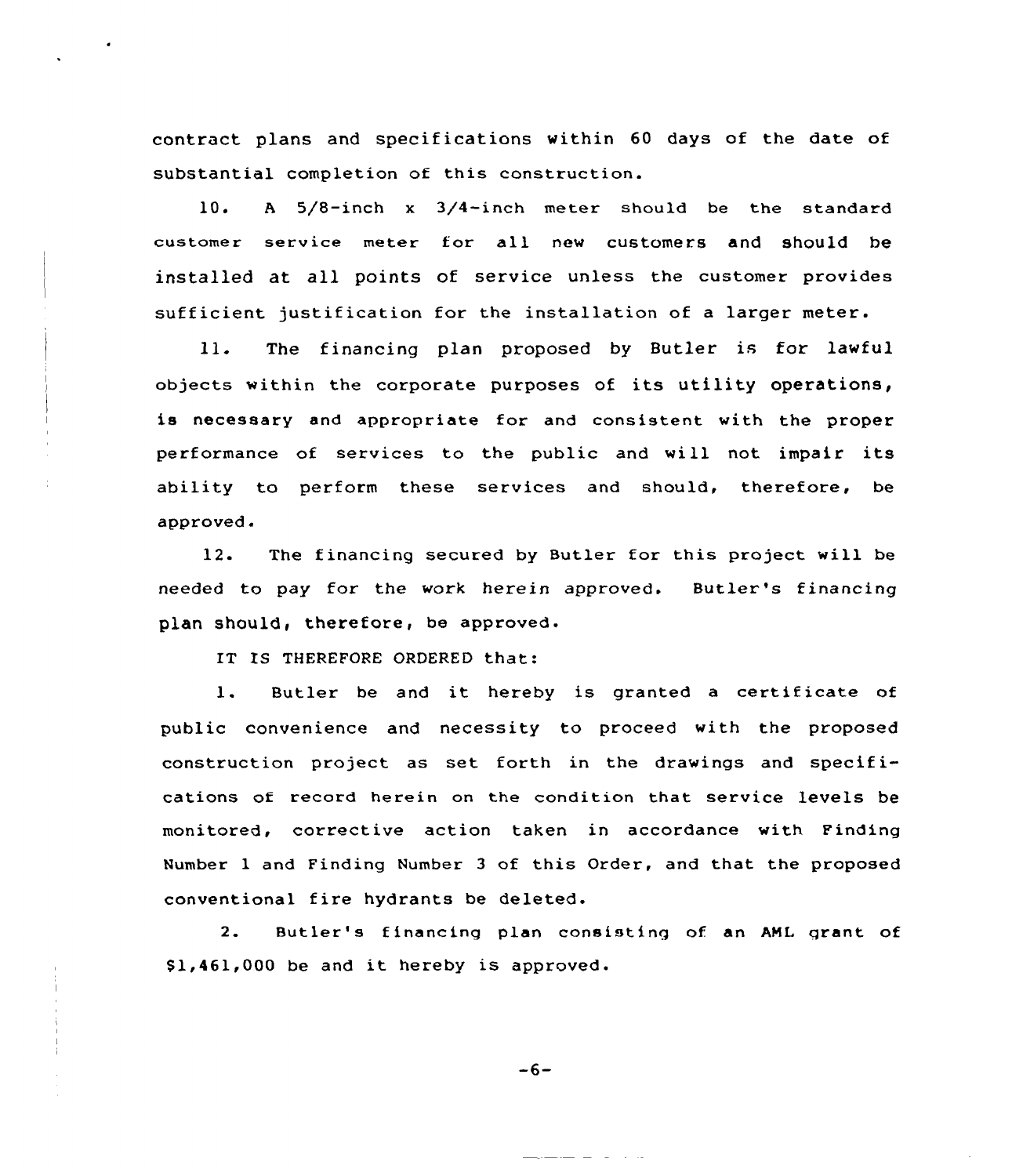contract plans and specifications within 60 days of the date of substantial completion of this construction.

10. A 5/8-inch x 3/4-inch meter should be the standard customer service meter for all new customers and should be installed at all points of service unless the customer provides sufficient justification for the installation of a larger meter.

11. The financing plan proposed by Butler is for lawful objects within the corporate purposes of its utility operations, is necessary and appropriate for and consistent with the proper performance of services to the public and will not impair its ability to perform these services and should, therefore, be approved.

12. The financing secured by Butler for this project will be needed to pay for the work herein approved. Butler's financing plan should, therefore, be approved.

IT IS THEREFORE ORDERED that:

1. Butler be and it hereby is granted a certificate of public convenience and necessity to proceed with the proposed construction project as set forth in the drawings and specifications of record herein on the condition that service levels be monitored, corrective action taken in accordance with Finding Number 1 and Finding Number 3 of this Order, and that the proposed conventional fire hydrants be deleted.

2. Butler's financing plan consisting of an AML grant of $1,461,000 be and it hereby is approved.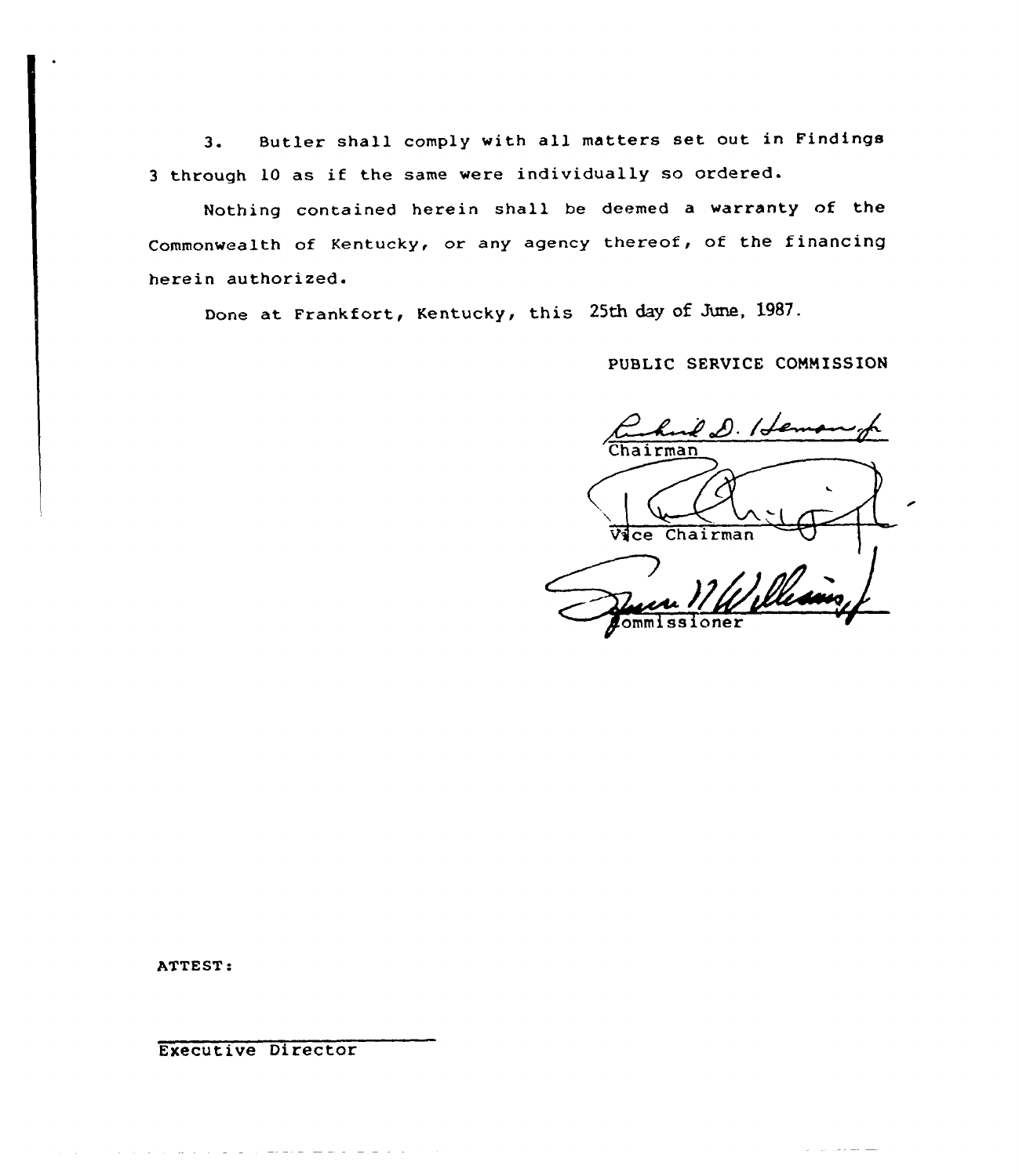3. Butler shall comply with all matters set out in Findings 3 through 10 as if the same were individually so ordered.

Nothing contained herein shall be deemed a warranty of the Commonwealth of Kentucky, or any agency thereof, of the financing herein authorized.

Done at Frankfort, Kentucky, this 25th day of June, 1987.

PUBLIC SERVICE COMMISSION

Chairman

Vice Chairman

Commissioner

ATTEST:

Executive Director